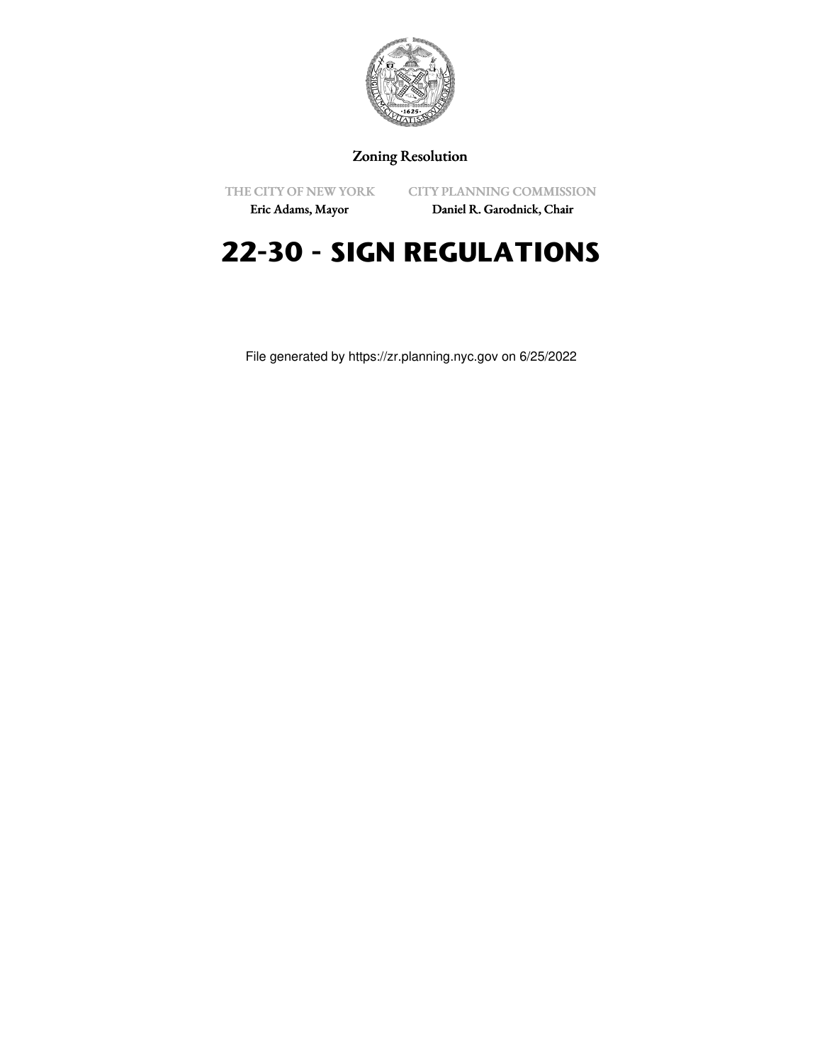Zoning Resolution

THE CITY OF NEW YORK
Eric Adams, Mayor

CITY PLANNING COMMISSION
Daniel R. Garodnick, Chair

# 22-30 - SIGN REGULATIONS

File generated by https://zr.planning.nyc.gov on 6/25/2022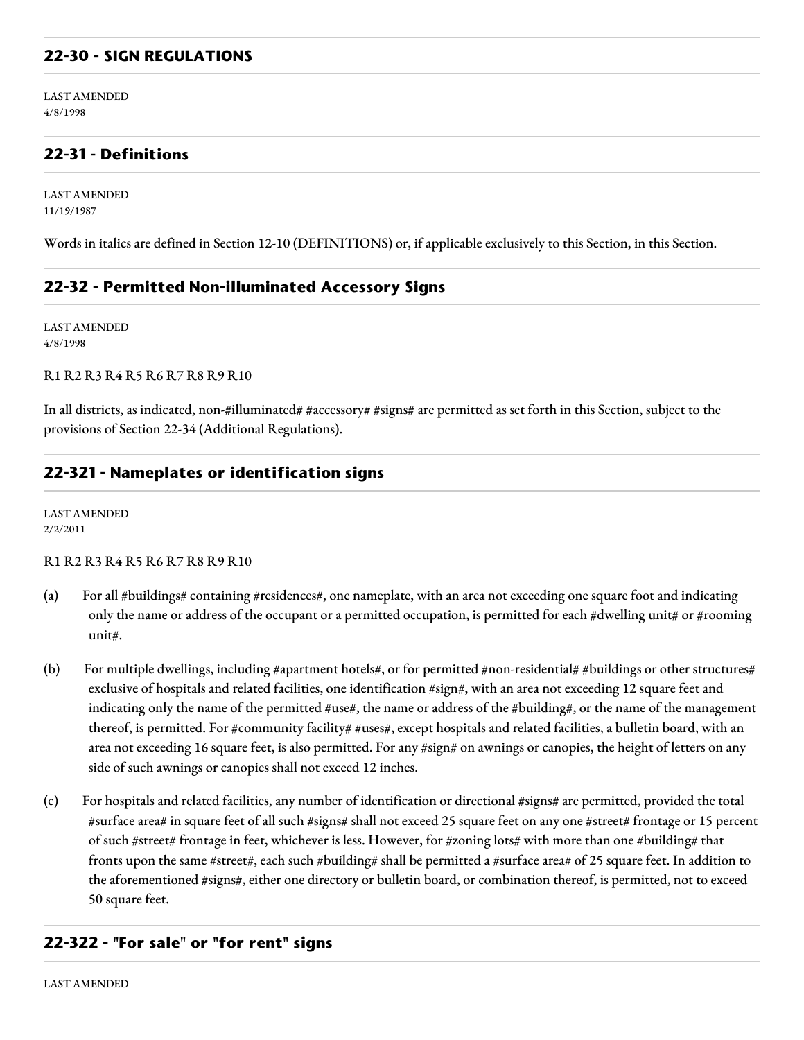## 22-30 - SIGN REGULATIONS

LAST AMENDED
4/8/1998

## 22-31 - Definitions

LAST AMENDED
11/19/1987

Words in italics are defined in Section 12-10 (DEFINITIONS) or, if applicable exclusively to this Section, in this Section.

## 22-32 - Permitted Non-illuminated Accessory Signs

LAST AMENDED
4/8/1998

R1 R2 R3 R4 R5 R6 R7 R8 R9 R10

In all districts, as indicated, non-#illuminated# #accessory# #signs# are permitted as set forth in this Section, subject to the provisions of Section 22-34 (Additional Regulations).

## 22-321 - Nameplates or identification signs

LAST AMENDED
2/2/2011

R1 R2 R3 R4 R5 R6 R7 R8 R9 R10

(a) For all #buildings# containing #residences#, one nameplate, with an area not exceeding one square foot and indicating only the name or address of the occupant or a permitted occupation, is permitted for each #dwelling unit# or #rooming unit#.

(b) For multiple dwellings, including #apartment hotels#, or for permitted #non-residential# #buildings or other structures# exclusive of hospitals and related facilities, one identification #sign#, with an area not exceeding 12 square feet and indicating only the name of the permitted #use#, the name or address of the #building#, or the name of the management thereof, is permitted. For #community facility# #uses#, except hospitals and related facilities, a bulletin board, with an area not exceeding 16 square feet, is also permitted. For any #sign# on awnings or canopies, the height of letters on any side of such awnings or canopies shall not exceed 12 inches.

(c) For hospitals and related facilities, any number of identification or directional #signs# are permitted, provided the total #surface area# in square feet of all such #signs# shall not exceed 25 square feet on any one #street# frontage or 15 percent of such #street# frontage in feet, whichever is less. However, for #zoning lots# with more than one #building# that fronts upon the same #street#, each such #building# shall be permitted a #surface area# of 25 square feet. In addition to the aforementioned #signs#, either one directory or bulletin board, or combination thereof, is permitted, not to exceed 50 square feet.

## 22-322 - "For sale" or "for rent" signs

LAST AMENDED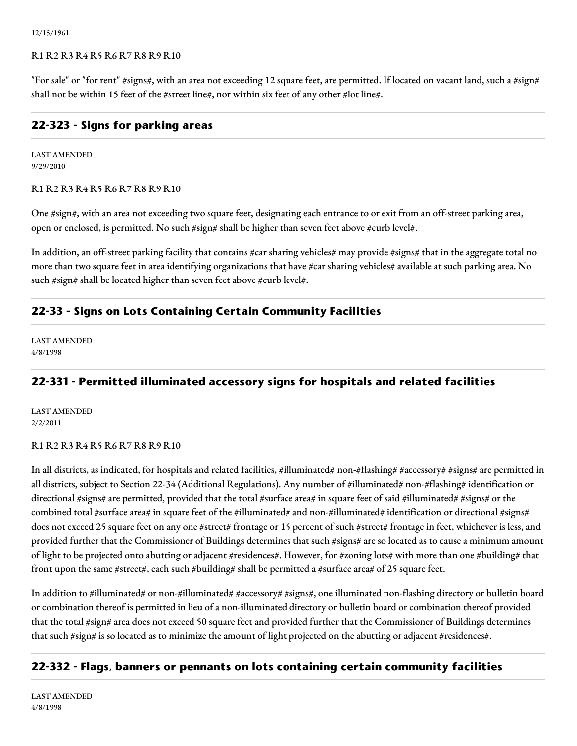12/15/1961

R1 R2 R3 R4 R5 R6 R7 R8 R9 R10

"For sale" or "for rent" #signs#, with an area not exceeding 12 square feet, are permitted. If located on vacant land, such a #sign# shall not be within 15 feet of the #street line#, nor within six feet of any other #lot line#.

## 22-323 - Signs for parking areas

LAST AMENDED
9/29/2010

R1 R2 R3 R4 R5 R6 R7 R8 R9 R10

One #sign#, with an area not exceeding two square feet, designating each entrance to or exit from an off-street parking area, open or enclosed, is permitted. No such #sign# shall be higher than seven feet above #curb level#.

In addition, an off-street parking facility that contains #car sharing vehicles# may provide #signs# that in the aggregate total no more than two square feet in area identifying organizations that have #car sharing vehicles# available at such parking area. No such #sign# shall be located higher than seven feet above #curb level#.

## 22-33 - Signs on Lots Containing Certain Community Facilities

LAST AMENDED
4/8/1998

## 22-331 - Permitted illuminated accessory signs for hospitals and related facilities

LAST AMENDED
2/2/2011

R1 R2 R3 R4 R5 R6 R7 R8 R9 R10

In all districts, as indicated, for hospitals and related facilities, #illuminated# non-#flashing# #accessory# #signs# are permitted in all districts, subject to Section 22-34 (Additional Regulations). Any number of #illuminated# non-#flashing# identification or directional #signs# are permitted, provided that the total #surface area# in square feet of said #illuminated# #signs# or the combined total #surface area# in square feet of the #illuminated# and non-#illuminated# identification or directional #signs# does not exceed 25 square feet on any one #street# frontage or 15 percent of such #street# frontage in feet, whichever is less, and provided further that the Commissioner of Buildings determines that such #signs# are so located as to cause a minimum amount of light to be projected onto abutting or adjacent #residences#. However, for #zoning lots# with more than one #building# that front upon the same #street#, each such #building# shall be permitted a #surface area# of 25 square feet.

In addition to #illuminated# or non-#illuminated# #accessory# #signs#, one illuminated non-flashing directory or bulletin board or combination thereof is permitted in lieu of a non-illuminated directory or bulletin board or combination thereof provided that the total #sign# area does not exceed 50 square feet and provided further that the Commissioner of Buildings determines that such #sign# is so located as to minimize the amount of light projected on the abutting or adjacent #residences#.

## 22-332 - Flags, banners or pennants on lots containing certain community facilities

LAST AMENDED
4/8/1998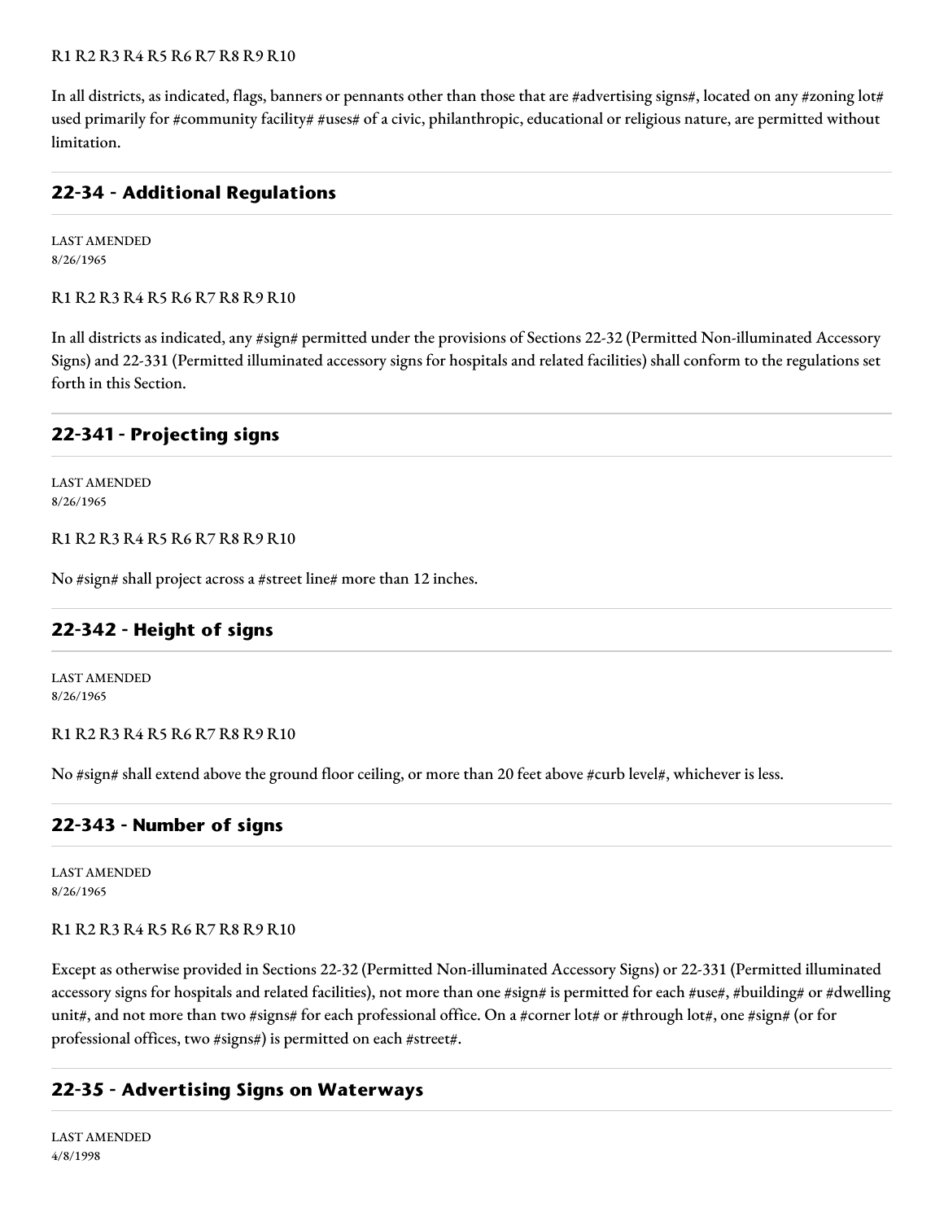R1 R2 R3 R4 R5 R6 R7 R8 R9 R10

In all districts, as indicated, flags, banners or pennants other than those that are #advertising signs#, located on any #zoning lot# used primarily for #community facility# #uses# of a civic, philanthropic, educational or religious nature, are permitted without limitation.

## 22-34 - Additional Regulations

LAST AMENDED
8/26/1965

R1 R2 R3 R4 R5 R6 R7 R8 R9 R10

In all districts as indicated, any #sign# permitted under the provisions of Sections 22-32 (Permitted Non-illuminated Accessory Signs) and 22-331 (Permitted illuminated accessory signs for hospitals and related facilities) shall conform to the regulations set forth in this Section.

## 22-341 - Projecting signs

LAST AMENDED
8/26/1965

R1 R2 R3 R4 R5 R6 R7 R8 R9 R10

No #sign# shall project across a #street line# more than 12 inches.

## 22-342 - Height of signs

LAST AMENDED
8/26/1965

R1 R2 R3 R4 R5 R6 R7 R8 R9 R10

No #sign# shall extend above the ground floor ceiling, or more than 20 feet above #curb level#, whichever is less.

## 22-343 - Number of signs

LAST AMENDED
8/26/1965

R1 R2 R3 R4 R5 R6 R7 R8 R9 R10

Except as otherwise provided in Sections 22-32 (Permitted Non-illuminated Accessory Signs) or 22-331 (Permitted illuminated accessory signs for hospitals and related facilities), not more than one #sign# is permitted for each #use#, #building# or #dwelling unit#, and not more than two #signs# for each professional office. On a #corner lot# or #through lot#, one #sign# (or for professional offices, two #signs#) is permitted on each #street#.

## 22-35 - Advertising Signs on Waterways

LAST AMENDED
4/8/1998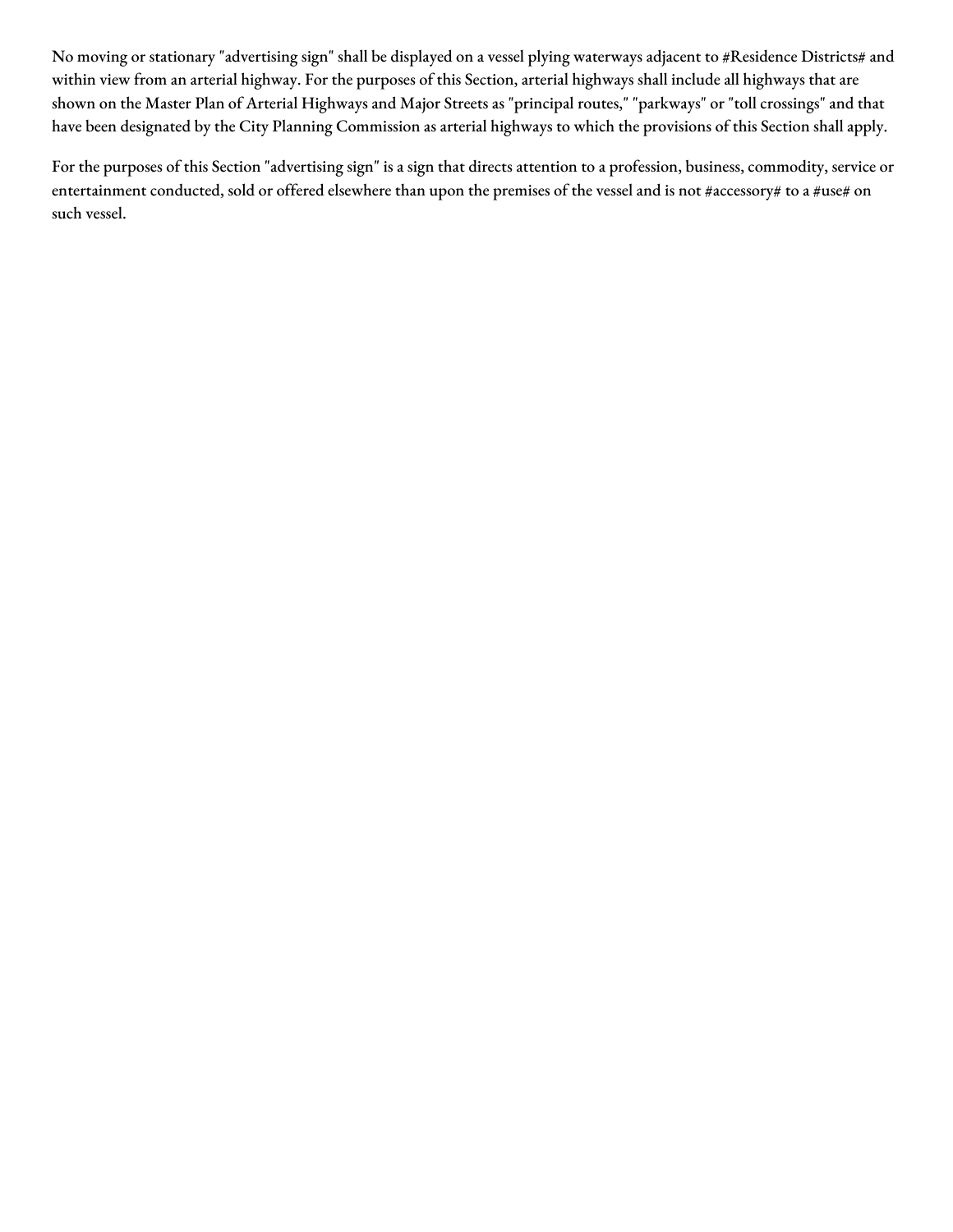No moving or stationary "advertising sign" shall be displayed on a vessel plying waterways adjacent to #Residence Districts# and within view from an arterial highway. For the purposes of this Section, arterial highways shall include all highways that are shown on the Master Plan of Arterial Highways and Major Streets as "principal routes," "parkways" or "toll crossings" and that have been designated by the City Planning Commission as arterial highways to which the provisions of this Section shall apply.

For the purposes of this Section "advertising sign" is a sign that directs attention to a profession, business, commodity, service or entertainment conducted, sold or offered elsewhere than upon the premises of the vessel and is not #accessory# to a #use# on such vessel.